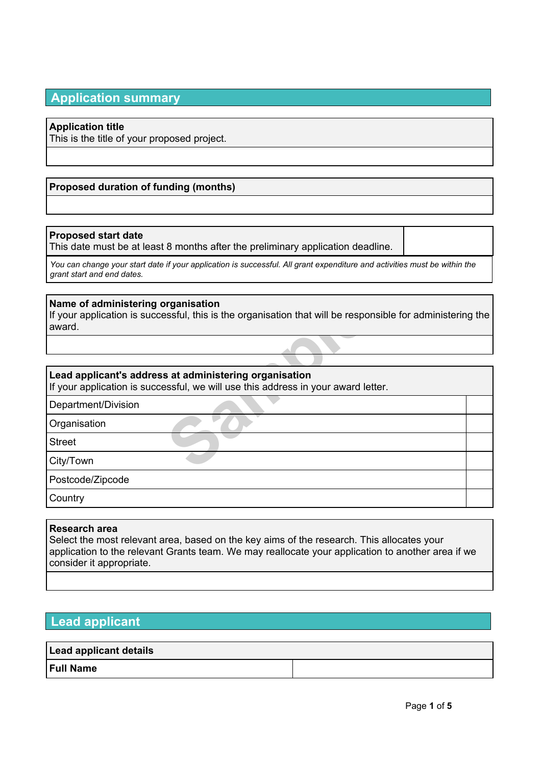## Application summary

| **Application title**<br>This is the title of your proposed project. |
|---|
| |

| **Proposed duration of funding (months)** |
|---|
| |

| **Proposed start date**<br>This date must be at least 8 months after the preliminary application deadline. | |
|---|---|

*You can change your start date if your application is successful. All grant expenditure and activities must be within the grant start and end dates.*

| **Name of administering organisation**<br>If your application is successful, this is the organisation that will be responsible for administering the award. |
|---|
| |

| **Lead applicant's address at administering organisation**<br>If your application is successful, we will use this address in your award letter. | |
|---|---|
| Department/Division | |
| Organisation | |
| Street | |
| City/Town | |
| Postcode/Zipcode | |
| Country | |

| **Research area**<br>Select the most relevant area, based on the key aims of the research. This allocates your application to the relevant Grants team. We may reallocate your application to another area if we consider it appropriate. |
|---|
| |

## Lead applicant

| **Lead applicant details** | |
|---|---|
| **Full Name** | |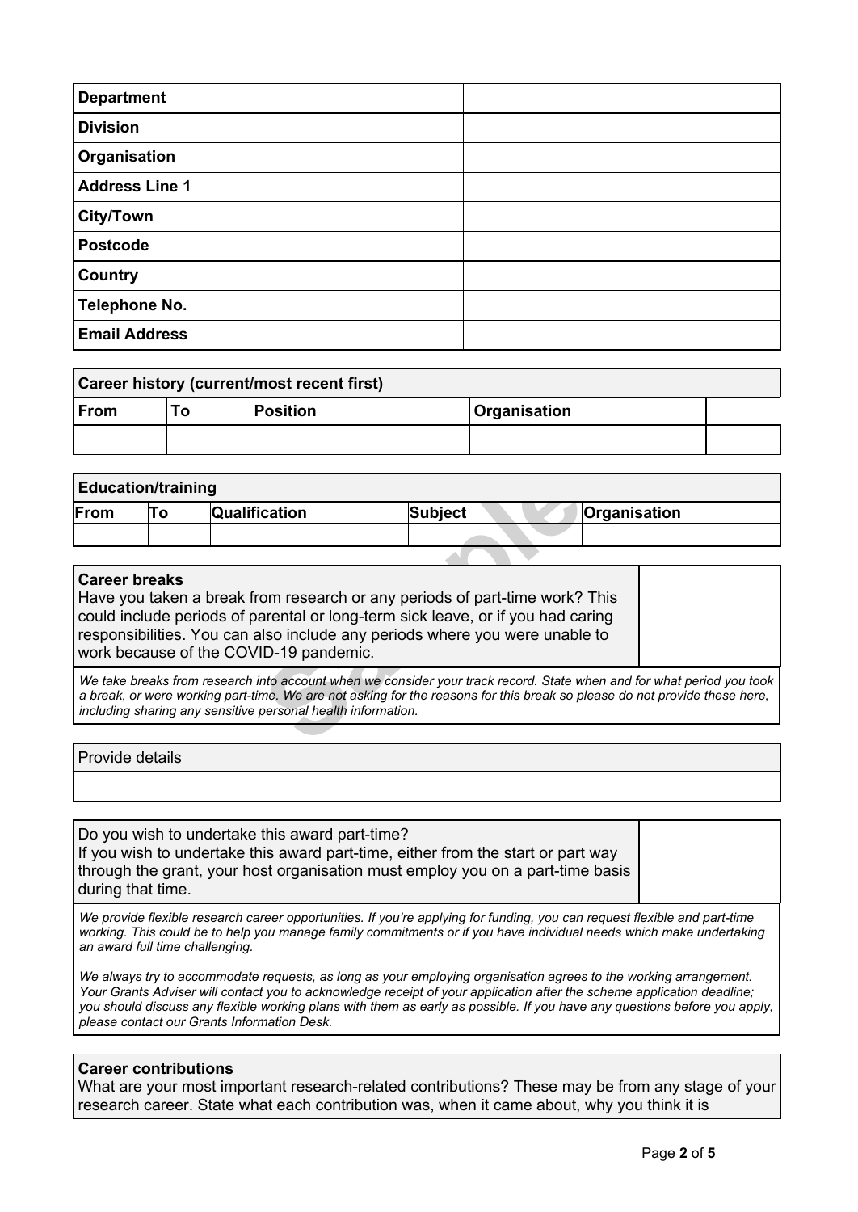| Department | |
|---|---|
| Division | |
| Organisation | |
| Address Line 1 | |
| City/Town | |
| Postcode | |
| Country | |
| Telephone No. | |
| Email Address | |

| **Career history (current/most recent first)** | | | | |
|---|---|---|---|---|
| **From** | **To** | **Position** | **Organisation** | |
| | | | | |

| **Education/training** | | | | |
|---|---|---|---|---|
| **From** | **To** | **Qualification** | **Subject** | **Organisation** |
| | | | | |

| **Career breaks**<br>Have you taken a break from research or any periods of part-time work? This could include periods of parental or long-term sick leave, or if you had caring responsibilities. You can also include any periods where you were unable to work because of the COVID-19 pandemic. | |
|---|---|

*We take breaks from research into account when we consider your track record. State when and for what period you took a break, or were working part-time. We are not asking for the reasons for this break so please do not provide these here, including sharing any sensitive personal health information.*

| Provide details |
|---|
| |

| Do you wish to undertake this award part-time?<br>If you wish to undertake this award part-time, either from the start or part way through the grant, your host organisation must employ you on a part-time basis during that time. | |
|---|---|

*We provide flexible research career opportunities. If you're applying for funding, you can request flexible and part-time working. This could be to help you manage family commitments or if you have individual needs which make undertaking an award full time challenging.*

*We always try to accommodate requests, as long as your employing organisation agrees to the working arrangement. Your Grants Adviser will contact you to acknowledge receipt of your application after the scheme application deadline; you should discuss any flexible working plans with them as early as possible. If you have any questions before you apply, please contact our Grants Information Desk.*

**Career contributions**

What are your most important research-related contributions? These may be from any stage of your research career. State what each contribution was, when it came about, why you think it is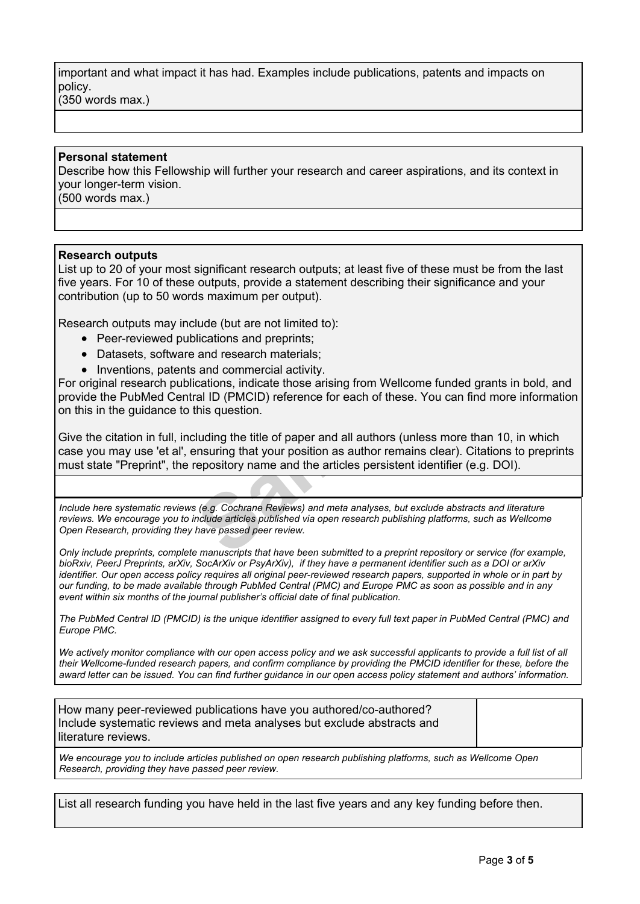important and what impact it has had. Examples include publications, patents and impacts on policy.
(350 words max.)

**Personal statement**

Describe how this Fellowship will further your research and career aspirations, and its context in your longer-term vision.
(500 words max.)

**Research outputs**

List up to 20 of your most significant research outputs; at least five of these must be from the last five years. For 10 of these outputs, provide a statement describing their significance and your contribution (up to 50 words maximum per output).

Research outputs may include (but are not limited to):

- Peer-reviewed publications and preprints;
- Datasets, software and research materials;
- Inventions, patents and commercial activity.

For original research publications, indicate those arising from Wellcome funded grants in bold, and provide the PubMed Central ID (PMCID) reference for each of these. You can find more information on this in the guidance to this question.

Give the citation in full, including the title of paper and all authors (unless more than 10, in which case you may use 'et al', ensuring that your position as author remains clear). Citations to preprints must state "Preprint", the repository name and the articles persistent identifier (e.g. DOI).

*Include here systematic reviews (e.g. Cochrane Reviews) and meta analyses, but exclude abstracts and literature reviews. We encourage you to include articles published via open research publishing platforms, such as Wellcome Open Research, providing they have passed peer review.*

*Only include preprints, complete manuscripts that have been submitted to a preprint repository or service (for example, bioRxiv, PeerJ Preprints, arXiv, SocArXiv or PsyArXiv), if they have a permanent identifier such as a DOI or arXiv identifier. Our open access policy requires all original peer-reviewed research papers, supported in whole or in part by our funding, to be made available through PubMed Central (PMC) and Europe PMC as soon as possible and in any event within six months of the journal publisher's official date of final publication.*

*The PubMed Central ID (PMCID) is the unique identifier assigned to every full text paper in PubMed Central (PMC) and Europe PMC.*

*We actively monitor compliance with our open access policy and we ask successful applicants to provide a full list of all their Wellcome-funded research papers, and confirm compliance by providing the PMCID identifier for these, before the award letter can be issued. You can find further guidance in our open access policy statement and authors' information.*

| How many peer-reviewed publications have you authored/co-authored? Include systematic reviews and meta analyses but exclude abstracts and literature reviews. | |
|---|---|

*We encourage you to include articles published on open research publishing platforms, such as Wellcome Open Research, providing they have passed peer review.*

List all research funding you have held in the last five years and any key funding before then.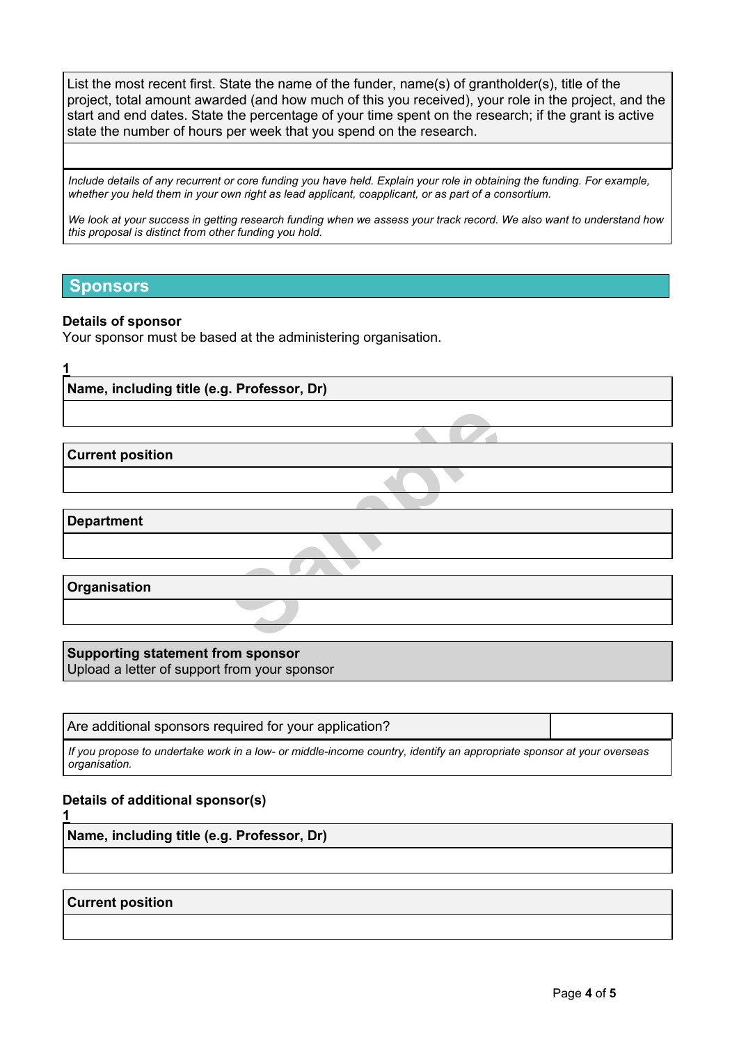List the most recent first. State the name of the funder, name(s) of grantholder(s), title of the project, total amount awarded (and how much of this you received), your role in the project, and the start and end dates. State the percentage of your time spent on the research; if the grant is active state the number of hours per week that you spend on the research.

*Include details of any recurrent or core funding you have held. Explain your role in obtaining the funding. For example, whether you held them in your own right as lead applicant, coapplicant, or as part of a consortium.*

*We look at your success in getting research funding when we assess your track record. We also want to understand how this proposal is distinct from other funding you hold.*

## Sponsors

**Details of sponsor**

Your sponsor must be based at the administering organisation.

**1**

**Name, including title (e.g. Professor, Dr)**

**Current position**

**Department**

**Organisation**

**Supporting statement from sponsor**

Upload a letter of support from your sponsor

| Are additional sponsors required for your application? | |
|---|---|

*If you propose to undertake work in a low- or middle-income country, identify an appropriate sponsor at your overseas organisation.*

**Details of additional sponsor(s)**

**1**

**Name, including title (e.g. Professor, Dr)**

**Current position**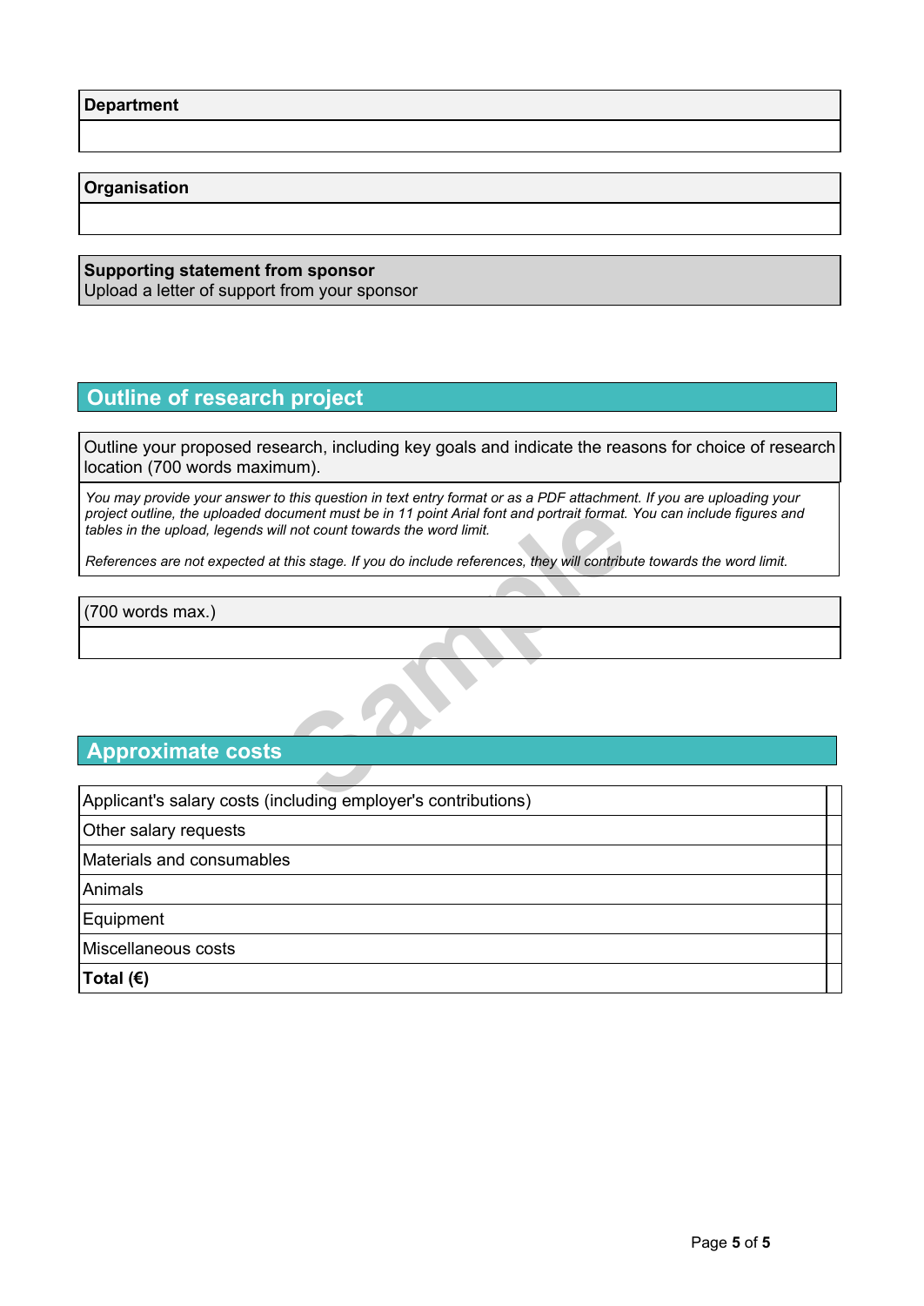**Department**

**Organisation**

**Supporting statement from sponsor**
Upload a letter of support from your sponsor

## Outline of research project

Outline your proposed research, including key goals and indicate the reasons for choice of research location (700 words maximum).

*You may provide your answer to this question in text entry format or as a PDF attachment. If you are uploading your project outline, the uploaded document must be in 11 point Arial font and portrait format. You can include figures and tables in the upload, legends will not count towards the word limit.*

*References are not expected at this stage. If you do include references, they will contribute towards the word limit.*

(700 words max.)

## Approximate costs

| | |
|---|---|
| Applicant's salary costs (including employer's contributions) | |
| Other salary requests | |
| Materials and consumables | |
| Animals | |
| Equipment | |
| Miscellaneous costs | |
| **Total (€)** | |